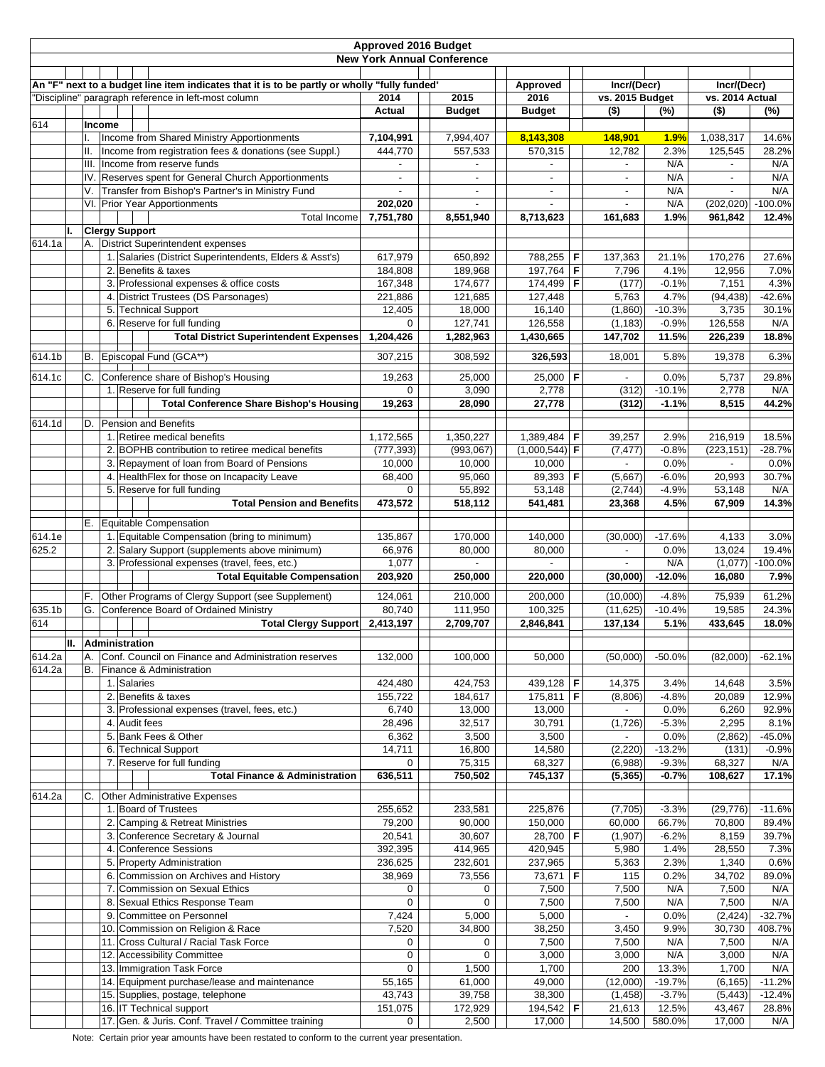# Approved 2016 Budget

## New York Annual Conference

An "F" next to a budget line item indicates that it is to be partly or wholly "fully funded'
"Discipline" paragraph reference in left-most column

| | | | | 2014 Actual | 2015 Budget | Approved 2016 Budget | | Incr/(Decr) vs. 2015 Budget ($) | Incr/(Decr) vs. 2015 Budget (%) | Incr/(Decr) vs. 2014 Actual ($) | Incr/(Decr) vs. 2014 Actual (%) |
|---|---|---|---|---|---|---|---|---|---|---|---|
| 614 | | **Income** | | | | | | | | | |
| | | I. | Income from Shared Ministry Apportionments | **7,104,991** | 7,994,407 | **8,143,308** | | **148,901** | **1.9%** | 1,038,317 | 14.6% |
| | | II. | Income from registration fees & donations (see Suppl.) | 444,770 | 557,533 | 570,315 | | 12,782 | 2.3% | 125,545 | 28.2% |
| | | III. | Income from reserve funds | - | - | - | | - | N/A | - | N/A |
| | | IV. | Reserves spent for General Church Apportionments | - | - | - | | - | N/A | - | N/A |
| | | V. | Transfer from Bishop's Partner in Ministry Fund | - | - | - | | - | N/A | - | N/A |
| | | VI. | Prior Year Apportionments | **202,020** | - | - | | - | N/A | (202,020) | -100.0% |
| | | | Total Income | **7,751,780** | **8,551,940** | **8,713,623** | | **161,683** | **1.9%** | **961,842** | **12.4%** |
| | **I.** | **Clergy Support** | | | | | | | | | |
| 614.1a | | A. | District Superintendent expenses | | | | | | | | |
| | | | 1. Salaries (District Superintendents, Elders & Asst's) | 617,979 | 650,892 | 788,255 | **F** | 137,363 | 21.1% | 170,276 | 27.6% |
| | | | 2. Benefits & taxes | 184,808 | 189,968 | 197,764 | **F** | 7,796 | 4.1% | 12,956 | 7.0% |
| | | | 3. Professional expenses & office costs | 167,348 | 174,677 | 174,499 | **F** | (177) | -0.1% | 7,151 | 4.3% |
| | | | 4. District Trustees (DS Parsonages) | 221,886 | 121,685 | 127,448 | | 5,763 | 4.7% | (94,438) | -42.6% |
| | | | 5. Technical Support | 12,405 | 18,000 | 16,140 | | (1,860) | -10.3% | 3,735 | 30.1% |
| | | | 6. Reserve for full funding | 0 | 127,741 | 126,558 | | (1,183) | -0.9% | 126,558 | N/A |
| | | | **Total District Superintendent Expenses** | **1,204,426** | **1,282,963** | **1,430,665** | | **147,702** | **11.5%** | **226,239** | **18.8%** |
| 614.1b | | B. | Episcopal Fund (GCA**) | 307,215 | 308,592 | **326,593** | | 18,001 | 5.8% | 19,378 | 6.3% |
| 614.1c | | C. | Conference share of Bishop's Housing | 19,263 | 25,000 | 25,000 | **F** | - | 0.0% | 5,737 | 29.8% |
| | | | 1. Reserve for full funding | 0 | 3,090 | 2,778 | | (312) | -10.1% | 2,778 | N/A |
| | | | **Total Conference Share Bishop's Housing** | **19,263** | **28,090** | **27,778** | | **(312)** | **-1.1%** | **8,515** | **44.2%** |
| 614.1d | | D. | Pension and Benefits | | | | | | | | |
| | | | 1. Retiree medical benefits | 1,172,565 | 1,350,227 | 1,389,484 | **F** | 39,257 | 2.9% | 216,919 | 18.5% |
| | | | 2. BOPHB contribution to retiree medical benefits | (777,393) | (993,067) | (1,000,544) | **F** | (7,477) | -0.8% | (223,151) | -28.7% |
| | | | 3. Repayment of loan from Board of Pensions | 10,000 | 10,000 | 10,000 | | - | 0.0% | - | 0.0% |
| | | | 4. HealthFlex for those on Incapacity Leave | 68,400 | 95,060 | 89,393 | **F** | (5,667) | -6.0% | 20,993 | 30.7% |
| | | | 5. Reserve for full funding | 0 | 55,892 | 53,148 | | (2,744) | -4.9% | 53,148 | N/A |
| | | | **Total Pension and Benefits** | **473,572** | **518,112** | **541,481** | | **23,368** | **4.5%** | **67,909** | **14.3%** |
| | | E. | Equitable Compensation | | | | | | | | |
| 614.1e | | | 1. Equitable Compensation (bring to minimum) | 135,867 | 170,000 | 140,000 | | (30,000) | -17.6% | 4,133 | 3.0% |
| 625.2 | | | 2. Salary Support (supplements above minimum) | 66,976 | 80,000 | 80,000 | | - | 0.0% | 13,024 | 19.4% |
| | | | 3. Professional expenses (travel, fees, etc.) | 1,077 | - | - | | - | N/A | (1,077) | -100.0% |
| | | | **Total Equitable Compensation** | **203,920** | **250,000** | **220,000** | | **(30,000)** | **-12.0%** | **16,080** | **7.9%** |
| | | F. | Other Programs of Clergy Support (see Supplement) | 124,061 | 210,000 | 200,000 | | (10,000) | -4.8% | 75,939 | 61.2% |
| 635.1b | | G. | Conference Board of Ordained Ministry | 80,740 | 111,950 | 100,325 | | (11,625) | -10.4% | 19,585 | 24.3% |
| 614 | | | **Total Clergy Support** | **2,413,197** | **2,709,707** | **2,846,841** | | **137,134** | **5.1%** | **433,645** | **18.0%** |
| | **II.** | **Administration** | | | | | | | | | |
| 614.2a | | A. | Conf. Council on Finance and Administration reserves | 132,000 | 100,000 | 50,000 | | (50,000) | -50.0% | (82,000) | -62.1% |
| 614.2a | | B. | Finance & Administration | | | | | | | | |
| | | | 1. Salaries | 424,480 | 424,753 | 439,128 | **F** | 14,375 | 3.4% | 14,648 | 3.5% |
| | | | 2. Benefits & taxes | 155,722 | 184,617 | 175,811 | **F** | (8,806) | -4.8% | 20,089 | 12.9% |
| | | | 3. Professional expenses (travel, fees, etc.) | 6,740 | 13,000 | 13,000 | | - | 0.0% | 6,260 | 92.9% |
| | | | 4. Audit fees | 28,496 | 32,517 | 30,791 | | (1,726) | -5.3% | 2,295 | 8.1% |
| | | | 5. Bank Fees & Other | 6,362 | 3,500 | 3,500 | | - | 0.0% | (2,862) | -45.0% |
| | | | 6. Technical Support | 14,711 | 16,800 | 14,580 | | (2,220) | -13.2% | (131) | -0.9% |
| | | | 7. Reserve for full funding | 0 | 75,315 | 68,327 | | (6,988) | -9.3% | 68,327 | N/A |
| | | | **Total Finance & Administration** | **636,511** | **750,502** | **745,137** | | **(5,365)** | **-0.7%** | **108,627** | **17.1%** |
| 614.2a | | C. | Other Administrative Expenses | | | | | | | | |
| | | | 1. Board of Trustees | 255,652 | 233,581 | 225,876 | | (7,705) | -3.3% | (29,776) | -11.6% |
| | | | 2. Camping & Retreat Ministries | 79,200 | 90,000 | 150,000 | | 60,000 | 66.7% | 70,800 | 89.4% |
| | | | 3. Conference Secretary & Journal | 20,541 | 30,607 | 28,700 | **F** | (1,907) | -6.2% | 8,159 | 39.7% |
| | | | 4. Conference Sessions | 392,395 | 414,965 | 420,945 | | 5,980 | 1.4% | 28,550 | 7.3% |
| | | | 5. Property Administration | 236,625 | 232,601 | 237,965 | | 5,363 | 2.3% | 1,340 | 0.6% |
| | | | 6. Commission on Archives and History | 38,969 | 73,556 | 73,671 | **F** | 115 | 0.2% | 34,702 | 89.0% |
| | | | 7. Commission on Sexual Ethics | 0 | 0 | 7,500 | | 7,500 | N/A | 7,500 | N/A |
| | | | 8. Sexual Ethics Response Team | 0 | 0 | 7,500 | | 7,500 | N/A | 7,500 | N/A |
| | | | 9. Committee on Personnel | 7,424 | 5,000 | 5,000 | | - | 0.0% | (2,424) | -32.7% |
| | | | 10. Commission on Religion & Race | 7,520 | 34,800 | 38,250 | | 3,450 | 9.9% | 30,730 | 408.7% |
| | | | 11. Cross Cultural / Racial Task Force | 0 | 0 | 7,500 | | 7,500 | N/A | 7,500 | N/A |
| | | | 12. Accessibility Committee | 0 | 0 | 3,000 | | 3,000 | N/A | 3,000 | N/A |
| | | | 13. Immigration Task Force | 0 | 1,500 | 1,700 | | 200 | 13.3% | 1,700 | N/A |
| | | | 14. Equipment purchase/lease and maintenance | 55,165 | 61,000 | 49,000 | | (12,000) | -19.7% | (6,165) | -11.2% |
| | | | 15. Supplies, postage, telephone | 43,743 | 39,758 | 38,300 | | (1,458) | -3.7% | (5,443) | -12.4% |
| | | | 16. IT Technical support | 151,075 | 172,929 | 194,542 | **F** | 21,613 | 12.5% | 43,467 | 28.8% |
| | | | 17. Gen. & Juris. Conf. Travel / Committee training | 0 | 2,500 | 17,000 | | 14,500 | 580.0% | 17,000 | N/A |

Note: Certain prior year amounts have been restated to conform to the current year presentation.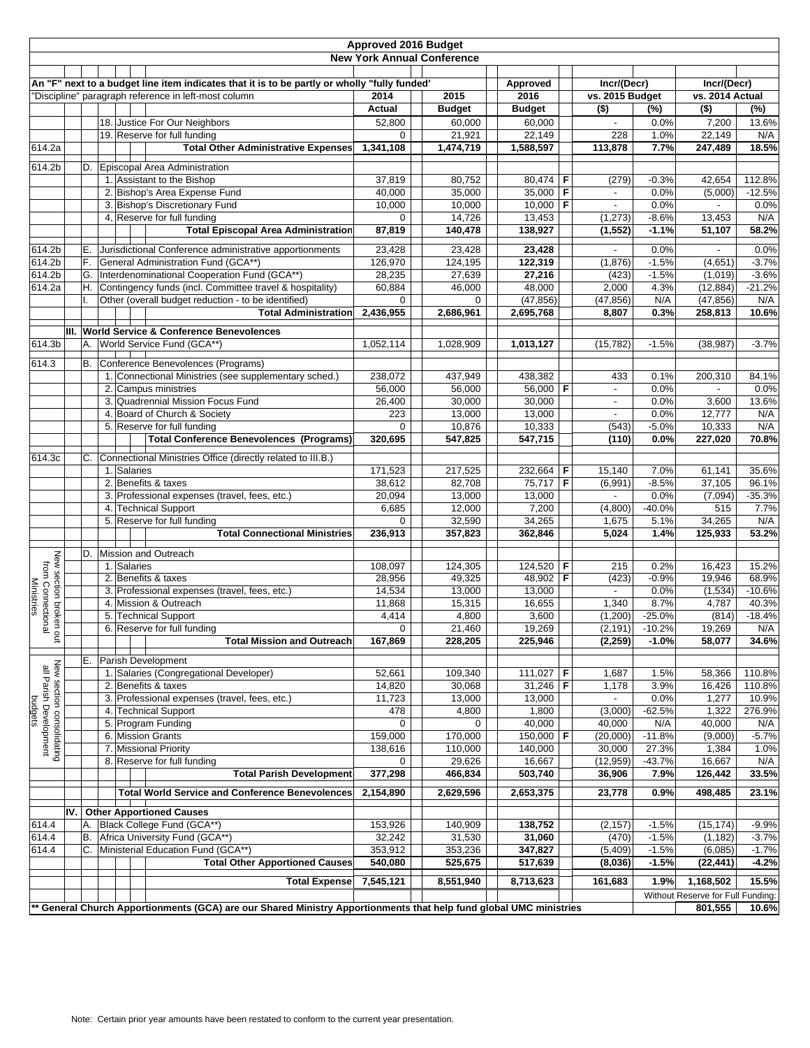# Approved 2016 Budget

## New York Annual Conference

An "F" next to a budget line item indicates that it is to be partly or wholly "fully funded"
"Discipline" paragraph reference in left-most column

| Ref | | | | Item | 2014 Actual | 2015 Budget | Approved 2016 Budget | F | Incr/(Decr) vs. 2015 Budget ($) | vs. 2015 Budget (%) | Incr/(Decr) vs. 2014 Actual ($) | vs. 2014 Actual (%) |
|---|---|---|---|---|---|---|---|---|---|---|---|---|
| | | | 18. | Justice For Our Neighbors | 52,800 | 60,000 | 60,000 | | - | 0.0% | 7,200 | 13.6% |
| | | | 19. | Reserve for full funding | 0 | 21,921 | 22,149 | | 228 | 1.0% | 22,149 | N/A |
| 614.2a | | | | **Total Other Administrative Expenses** | **1,341,108** | **1,474,719** | **1,588,597** | | **113,878** | **7.7%** | **247,489** | **18.5%** |
| 614.2b | | D. | | Episcopal Area Administration | | | | | | | | |
| | | | 1. | Assistant to the Bishop | 37,819 | 80,752 | 80,474 | F | (279) | -0.3% | 42,654 | 112.8% |
| | | | 2. | Bishop's Area Expense Fund | 40,000 | 35,000 | 35,000 | F | - | 0.0% | (5,000) | -12.5% |
| | | | 3. | Bishop's Discretionary Fund | 10,000 | 10,000 | 10,000 | F | - | 0.0% | - | 0.0% |
| | | | 4, | Reserve for full funding | 0 | 14,726 | 13,453 | | (1,273) | -8.6% | 13,453 | N/A |
| | | | | **Total Episcopal Area Administration** | **87,819** | **140,478** | **138,927** | | **(1,552)** | **-1.1%** | **51,107** | **58.2%** |
| 614.2b | | E. | | Jurisdictional Conference administrative apportionments | 23,428 | 23,428 | **23,428** | | - | 0.0% | - | 0.0% |
| 614.2b | | F. | | General Administration Fund (GCA**) | 126,970 | 124,195 | **122,319** | | (1,876) | -1.5% | (4,651) | -3.7% |
| 614.2b | | G. | | Interdenominational Cooperation Fund (GCA**) | 28,235 | 27,639 | **27,216** | | (423) | -1.5% | (1,019) | -3.6% |
| 614.2a | | H. | | Contingency funds (incl. Committee travel & hospitality) | 60,884 | 46,000 | 48,000 | | 2,000 | 4.3% | (12,884) | -21.2% |
| | | I. | | Other (overall budget reduction - to be identified) | 0 | 0 | (47,856) | | (47,856) | N/A | (47,856) | N/A |
| | | | | **Total Administration** | **2,436,955** | **2,686,961** | **2,695,768** | | **8,807** | **0.3%** | **258,813** | **10.6%** |
| | **III.** | | | **World Service & Conference Benevolences** | | | | | | | | |
| 614.3b | | A. | | World Service Fund (GCA**) | 1,052,114 | 1,028,909 | **1,013,127** | | (15,782) | -1.5% | (38,987) | -3.7% |
| 614.3 | | B. | | Conference Benevolences (Programs) | | | | | | | | |
| | | | 1. | Connectional Ministries (see supplementary sched.) | 238,072 | 437,949 | 438,382 | | 433 | 0.1% | 200,310 | 84.1% |
| | | | 2. | Campus ministries | 56,000 | 56,000 | 56,000 | F | - | 0.0% | - | 0.0% |
| | | | 3. | Quadrennial Mission Focus Fund | 26,400 | 30,000 | 30,000 | | - | 0.0% | 3,600 | 13.6% |
| | | | 4. | Board of Church & Society | 223 | 13,000 | 13,000 | | - | 0.0% | 12,777 | N/A |
| | | | 5. | Reserve for full funding | 0 | 10,876 | 10,333 | | (543) | -5.0% | 10,333 | N/A |
| | | | | **Total Conference Benevolences (Programs)** | **320,695** | **547,825** | **547,715** | | **(110)** | **0.0%** | **227,020** | **70.8%** |
| 614.3c | | C. | | Connectional Ministries Office (directly related to III.B.) | | | | | | | | |
| | | | 1. | Salaries | 171,523 | 217,525 | 232,664 | F | 15,140 | 7.0% | 61,141 | 35.6% |
| | | | 2. | Benefits & taxes | 38,612 | 82,708 | 75,717 | F | (6,991) | -8.5% | 37,105 | 96.1% |
| | | | 3. | Professional expenses (travel, fees, etc.) | 20,094 | 13,000 | 13,000 | | - | 0.0% | (7,094) | -35.3% |
| | | | 4. | Technical Support | 6,685 | 12,000 | 7,200 | | (4,800) | -40.0% | 515 | 7.7% |
| | | | 5. | Reserve for full funding | 0 | 32,590 | 34,265 | | 1,675 | 5.1% | 34,265 | N/A |
| | | | | **Total Connectional Ministries** | **236,913** | **357,823** | **362,846** | | **5,024** | **1.4%** | **125,933** | **53.2%** |
| New section broken out from Connectional Ministries | | D. | | Mission and Outreach | | | | | | | | |
| | | | 1. | Salaries | 108,097 | 124,305 | 124,520 | F | 215 | 0.2% | 16,423 | 15.2% |
| | | | 2. | Benefits & taxes | 28,956 | 49,325 | 48,902 | F | (423) | -0.9% | 19,946 | 68.9% |
| | | | 3. | Professional expenses (travel, fees, etc.) | 14,534 | 13,000 | 13,000 | | - | 0.0% | (1,534) | -10.6% |
| | | | 4. | Mission & Outreach | 11,868 | 15,315 | 16,655 | | 1,340 | 8.7% | 4,787 | 40.3% |
| | | | 5. | Technical Support | 4,414 | 4,800 | 3,600 | | (1,200) | -25.0% | (814) | -18.4% |
| | | | 6. | Reserve for full funding | 0 | 21,460 | 19,269 | | (2,191) | -10.2% | 19,269 | N/A |
| | | | | **Total Mission and Outreach** | **167,869** | **228,205** | **225,946** | | **(2,259)** | **-1.0%** | **58,077** | **34.6%** |
| New section consolidating all Parish Development budgets | | E. | | Parish Development | | | | | | | | |
| | | | 1. | Salaries (Congregational Developer) | 52,661 | 109,340 | 111,027 | F | 1,687 | 1.5% | 58,366 | 110.8% |
| | | | 2. | Benefits & taxes | 14,820 | 30,068 | 31,246 | F | 1,178 | 3.9% | 16,426 | 110.8% |
| | | | 3. | Professional expenses (travel, fees, etc.) | 11,723 | 13,000 | 13,000 | | - | 0.0% | 1,277 | 10.9% |
| | | | 4. | Technical Support | 478 | 4,800 | 1,800 | | (3,000) | -62.5% | 1,322 | 276.9% |
| | | | 5. | Program Funding | 0 | 0 | 40,000 | | 40,000 | N/A | 40,000 | N/A |
| | | | 6. | Mission Grants | 159,000 | 170,000 | 150,000 | F | (20,000) | -11.8% | (9,000) | -5.7% |
| | | | 7. | Missional Priority | 138,616 | 110,000 | 140,000 | | 30,000 | 27.3% | 1,384 | 1.0% |
| | | | 8. | Reserve for full funding | 0 | 29,626 | 16,667 | | (12,959) | -43.7% | 16,667 | N/A |
| | | | | **Total Parish Development** | **377,298** | **466,834** | **503,740** | | **36,906** | **7.9%** | **126,442** | **33.5%** |
| | | | | **Total World Service and Conference Benevolences** | **2,154,890** | **2,629,596** | **2,653,375** | | **23,778** | **0.9%** | **498,485** | **23.1%** |
| | **IV.** | | | **Other Apportioned Causes** | | | | | | | | |
| 614.4 | | A. | | Black College Fund (GCA**) | 153,926 | 140,909 | **138,752** | | (2,157) | -1.5% | (15,174) | -9.9% |
| 614.4 | | B. | | Africa University Fund (GCA**) | 32,242 | 31,530 | **31,060** | | (470) | -1.5% | (1,182) | -3.7% |
| 614.4 | | C. | | Ministerial Education Fund (GCA**) | 353,912 | 353,236 | **347,827** | | (5,409) | -1.5% | (6,085) | -1.7% |
| | | | | **Total Other Apportioned Causes** | **540,080** | **525,675** | **517,639** | | **(8,036)** | **-1.5%** | **(22,441)** | **-4.2%** |
| | | | | **Total Expense** | **7,545,121** | **8,551,940** | **8,713,623** | | **161,683** | **1.9%** | **1,168,502** | **15.5%** |
| | | | | | | | | | | | Without Reserve for Full Funding: | |
| | | | | | | | | | | | **801,555** | **10.6%** |

**** General Church Apportionments (GCA) are our Shared Ministry Apportionments that help fund global UMC ministries**

Note: Certain prior year amounts have been restated to conform to the current year presentation.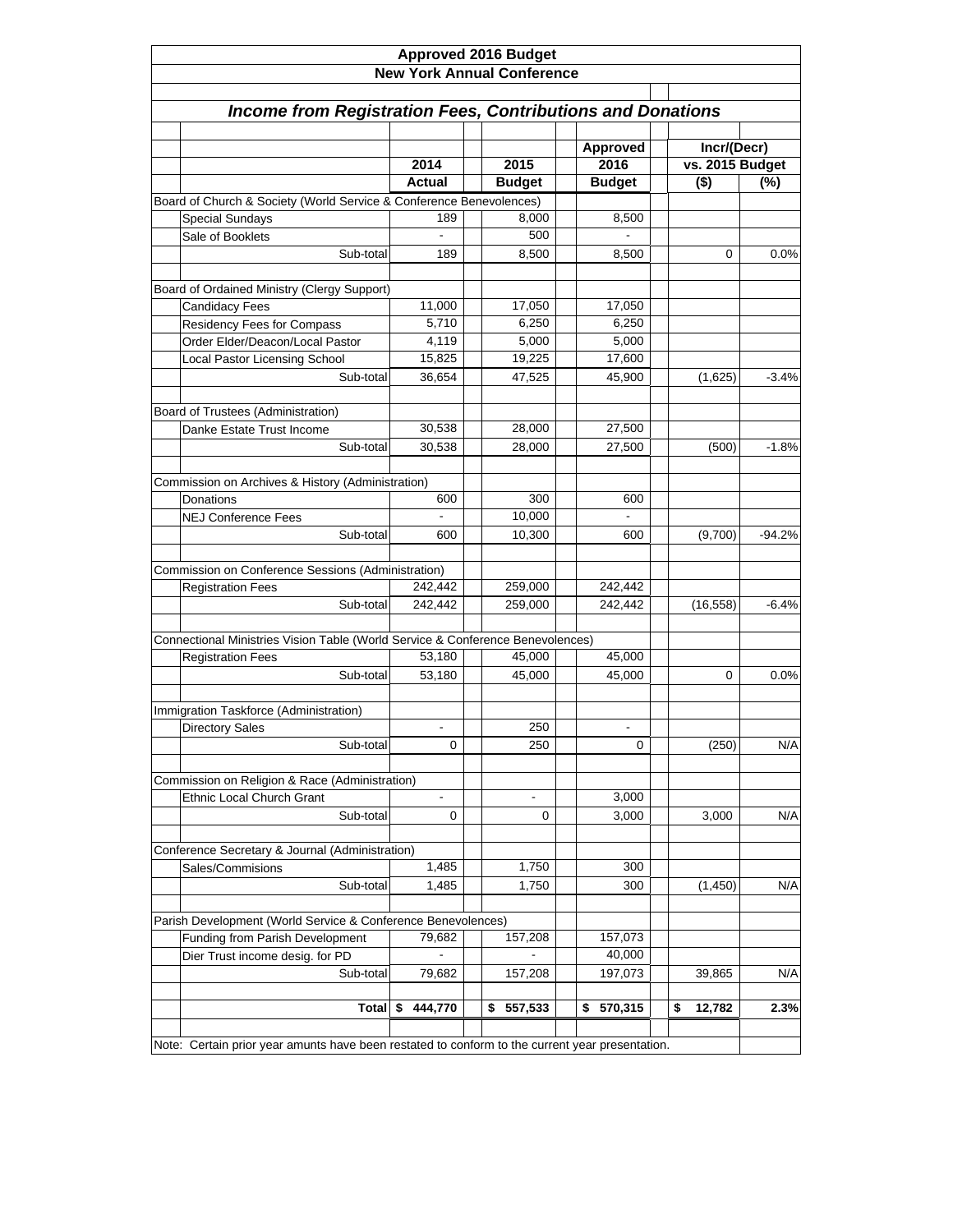**Approved 2016 Budget**
**New York Annual Conference**

## *Income from Registration Fees, Contributions and Donations*

| | 2014 Actual | 2015 Budget | Approved 2016 Budget | Incr/(Decr) vs. 2015 Budget ($) | Incr/(Decr) vs. 2015 Budget (%) |
|---|---|---|---|---|---|
| Board of Church & Society (World Service & Conference Benevolences) | | | | | |
| Special Sundays | 189 | 8,000 | 8,500 | | |
| Sale of Booklets | - | 500 | - | | |
| Sub-total | 189 | 8,500 | 8,500 | 0 | 0.0% |
| | | | | | |
| Board of Ordained Ministry (Clergy Support) | | | | | |
| Candidacy Fees | 11,000 | 17,050 | 17,050 | | |
| Residency Fees for Compass | 5,710 | 6,250 | 6,250 | | |
| Order Elder/Deacon/Local Pastor | 4,119 | 5,000 | 5,000 | | |
| Local Pastor Licensing School | 15,825 | 19,225 | 17,600 | | |
| Sub-total | 36,654 | 47,525 | 45,900 | (1,625) | -3.4% |
| | | | | | |
| Board of Trustees (Administration) | | | | | |
| Danke Estate Trust Income | 30,538 | 28,000 | 27,500 | | |
| Sub-total | 30,538 | 28,000 | 27,500 | (500) | -1.8% |
| | | | | | |
| Commission on Archives & History (Administration) | | | | | |
| Donations | 600 | 300 | 600 | | |
| NEJ Conference Fees | - | 10,000 | - | | |
| Sub-total | 600 | 10,300 | 600 | (9,700) | -94.2% |
| | | | | | |
| Commission on Conference Sessions (Administration) | | | | | |
| Registration Fees | 242,442 | 259,000 | 242,442 | | |
| Sub-total | 242,442 | 259,000 | 242,442 | (16,558) | -6.4% |
| | | | | | |
| Connectional Ministries Vision Table (World Service & Conference Benevolences) | | | | | |
| Registration Fees | 53,180 | 45,000 | 45,000 | | |
| Sub-total | 53,180 | 45,000 | 45,000 | 0 | 0.0% |
| | | | | | |
| Immigration Taskforce (Administration) | | | | | |
| Directory Sales | - | 250 | - | | |
| Sub-total | 0 | 250 | 0 | (250) | N/A |
| | | | | | |
| Commission on Religion & Race (Administration) | | | | | |
| Ethnic Local Church Grant | - | - | 3,000 | | |
| Sub-total | 0 | 0 | 3,000 | 3,000 | N/A |
| | | | | | |
| Conference Secretary & Journal (Administration) | | | | | |
| Sales/Commisions | 1,485 | 1,750 | 300 | | |
| Sub-total | 1,485 | 1,750 | 300 | (1,450) | N/A |
| | | | | | |
| Parish Development (World Service & Conference Benevolences) | | | | | |
| Funding from Parish Development | 79,682 | 157,208 | 157,073 | | |
| Dier Trust income desig. for PD | - | - | 40,000 | | |
| Sub-total | 79,682 | 157,208 | 197,073 | 39,865 | N/A |
| | | | | | |
| **Total** | **$ 444,770** | **$ 557,533** | **$ 570,315** | **$ 12,782** | **2.3%** |

Note: Certain prior year amunts have been restated to conform to the current year presentation.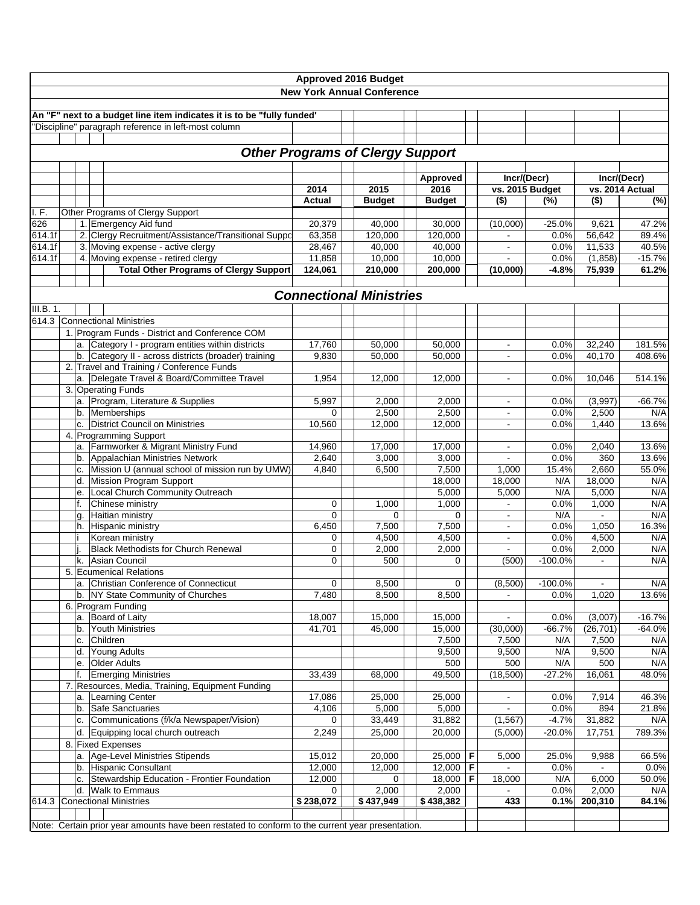**Approved 2016 Budget**

**New York Annual Conference**

**An "F" next to a budget line item indicates it is to be "fully funded'**

"Discipline" paragraph reference in left-most column

## *Other Programs of Clergy Support*

| | | 2014 Actual | 2015 Budget | Approved 2016 Budget | | Incr/(Decr) vs. 2015 Budget ($) | Incr/(Decr) vs. 2015 Budget (%) | Incr/(Decr) vs. 2014 Actual ($) | Incr/(Decr) vs. 2014 Actual (%) |
|---|---|---|---|---|---|---|---|---|---|
| I. F. | Other Programs of Clergy Support | | | | | | | | |
| 626 | 1. Emergency Aid fund | 20,379 | 40,000 | 30,000 | | (10,000) | -25.0% | 9,621 | 47.2% |
| 614.1f | 2. Clergy Recruitment/Assistance/Transitional Suppo | 63,358 | 120,000 | 120,000 | | - | 0.0% | 56,642 | 89.4% |
| 614.1f | 3. Moving expense - active clergy | 28,467 | 40,000 | 40,000 | | - | 0.0% | 11,533 | 40.5% |
| 614.1f | 4. Moving expense - retired clergy | 11,858 | 10,000 | 10,000 | | - | 0.0% | (1,858) | -15.7% |
| | **Total Other Programs of Clergy Support** | **124,061** | **210,000** | **200,000** | | **(10,000)** | **-4.8%** | **75,939** | **61.2%** |

## *Connectional Ministries*

| | | 2014 Actual | 2015 Budget | Approved 2016 Budget | | Incr/(Decr) vs. 2015 Budget ($) | Incr/(Decr) vs. 2015 Budget (%) | Incr/(Decr) vs. 2014 Actual ($) | Incr/(Decr) vs. 2014 Actual (%) |
|---|---|---|---|---|---|---|---|---|---|
| III.B. 1. | | | | | | | | | |
| 614.3 | Connectional Ministries | | | | | | | | |
| | 1. Program Funds - District and Conference COM | | | | | | | | |
| | a. Category I - program entities within districts | 17,760 | 50,000 | 50,000 | | - | 0.0% | 32,240 | 181.5% |
| | b. Category II - across districts (broader) training | 9,830 | 50,000 | 50,000 | | - | 0.0% | 40,170 | 408.6% |
| | 2. Travel and Training / Conference Funds | | | | | | | | |
| | a. Delegate Travel & Board/Committee Travel | 1,954 | 12,000 | 12,000 | | - | 0.0% | 10,046 | 514.1% |
| | 3. Operating Funds | | | | | | | | |
| | a. Program, Literature & Supplies | 5,997 | 2,000 | 2,000 | | - | 0.0% | (3,997) | -66.7% |
| | b. Memberships | 0 | 2,500 | 2,500 | | - | 0.0% | 2,500 | N/A |
| | c. District Council on Ministries | 10,560 | 12,000 | 12,000 | | - | 0.0% | 1,440 | 13.6% |
| | 4. Programming Support | | | | | | | | |
| | a. Farmworker & Migrant Ministry Fund | 14,960 | 17,000 | 17,000 | | - | 0.0% | 2,040 | 13.6% |
| | b. Appalachian Ministries Network | 2,640 | 3,000 | 3,000 | | - | 0.0% | 360 | 13.6% |
| | c. Mission U (annual school of mission run by UMW) | 4,840 | 6,500 | 7,500 | | 1,000 | 15.4% | 2,660 | 55.0% |
| | d. Mission Program Support | | | 18,000 | | 18,000 | N/A | 18,000 | N/A |
| | e. Local Church Community Outreach | | | 5,000 | | 5,000 | N/A | 5,000 | N/A |
| | f. Chinese ministry | 0 | 1,000 | 1,000 | | - | 0.0% | 1,000 | N/A |
| | g. Haitian ministry | 0 | 0 | 0 | | - | N/A | - | N/A |
| | h. Hispanic ministry | 6,450 | 7,500 | 7,500 | | - | 0.0% | 1,050 | 16.3% |
| | i Korean ministry | 0 | 4,500 | 4,500 | | - | 0.0% | 4,500 | N/A |
| | j. Black Methodists for Church Renewal | 0 | 2,000 | 2,000 | | - | 0.0% | 2,000 | N/A |
| | k. Asian Council | 0 | 500 | 0 | | (500) | -100.0% | - | N/A |
| | 5. Ecumenical Relations | | | | | | | | |
| | a. Christian Conference of Connecticut | 0 | 8,500 | 0 | | (8,500) | -100.0% | - | N/A |
| | b. NY State Community of Churches | 7,480 | 8,500 | 8,500 | | - | 0.0% | 1,020 | 13.6% |
| | 6. Program Funding | | | | | | | | |
| | a. Board of Laity | 18,007 | 15,000 | 15,000 | | - | 0.0% | (3,007) | -16.7% |
| | b. Youth Ministries | 41,701 | 45,000 | 15,000 | | (30,000) | -66.7% | (26,701) | -64.0% |
| | c. Children | | | 7,500 | | 7,500 | N/A | 7,500 | N/A |
| | d. Young Adults | | | 9,500 | | 9,500 | N/A | 9,500 | N/A |
| | e. Older Adults | | | 500 | | 500 | N/A | 500 | N/A |
| | f. Emerging Ministries | 33,439 | 68,000 | 49,500 | | (18,500) | -27.2% | 16,061 | 48.0% |
| | 7. Resources, Media, Training, Equipment Funding | | | | | | | | |
| | a. Learning Center | 17,086 | 25,000 | 25,000 | | - | 0.0% | 7,914 | 46.3% |
| | b. Safe Sanctuaries | 4,106 | 5,000 | 5,000 | | - | 0.0% | 894 | 21.8% |
| | c. Communications (f/k/a Newspaper/Vision) | 0 | 33,449 | 31,882 | | (1,567) | -4.7% | 31,882 | N/A |
| | d. Equipping local church outreach | 2,249 | 25,000 | 20,000 | | (5,000) | -20.0% | 17,751 | 789.3% |
| | 8. Fixed Expenses | | | | | | | | |
| | a. Age-Level Ministries Stipends | 15,012 | 20,000 | 25,000 | F | 5,000 | 25.0% | 9,988 | 66.5% |
| | b. Hispanic Consultant | 12,000 | 12,000 | 12,000 | F | - | 0.0% | - | 0.0% |
| | c. Stewardship Education - Frontier Foundation | 12,000 | 0 | 18,000 | F | 18,000 | N/A | 6,000 | 50.0% |
| | d. Walk to Emmaus | 0 | 2,000 | 2,000 | | - | 0.0% | 2,000 | N/A |
| 614.3 | Conectional Ministries | **$ 238,072** | **$ 437,949** | **$ 438,382** | | **433** | **0.1%** | **200,310** | **84.1%** |

Note: Certain prior year amounts have been restated to conform to the current year presentation.